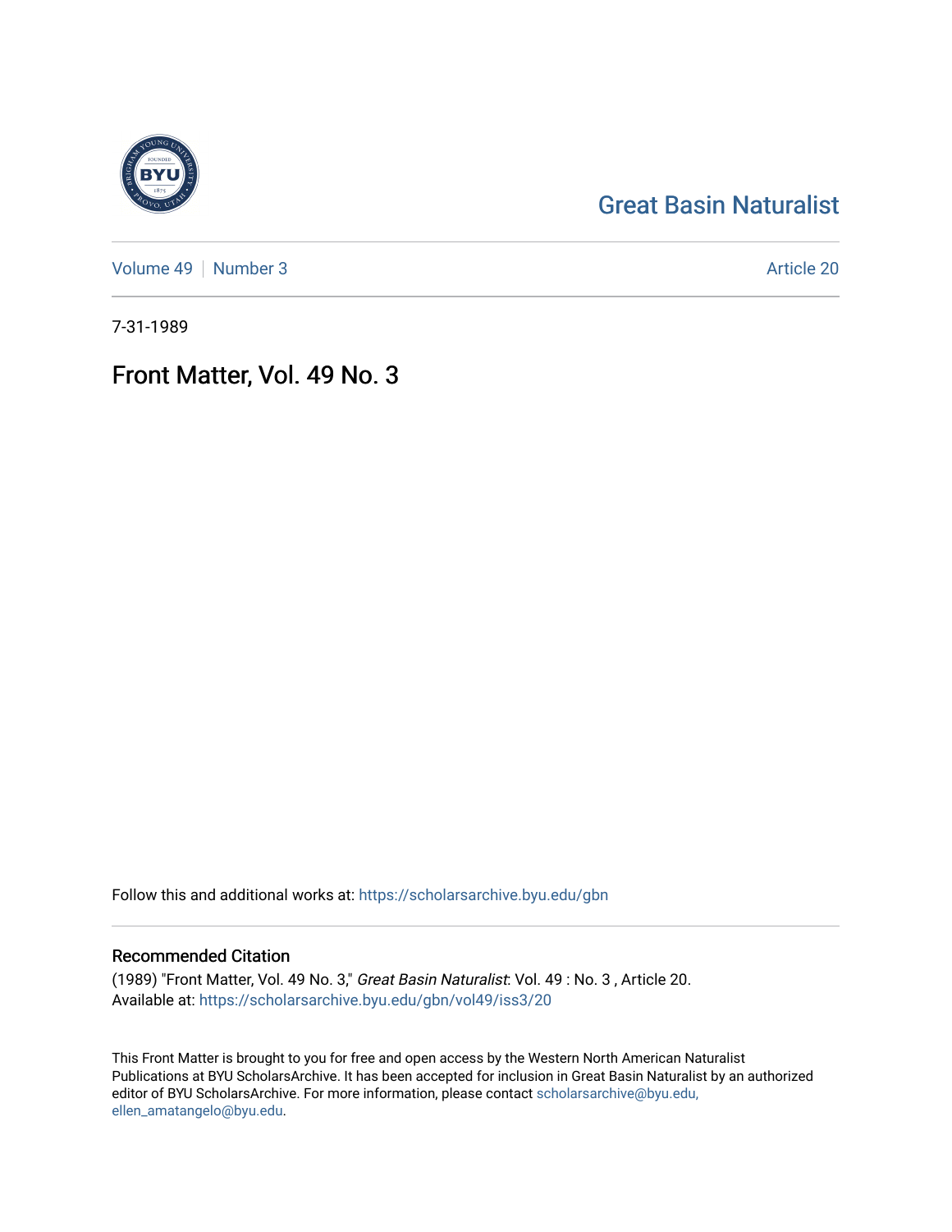Great Basin Naturalist

Volume 49 | Number 3

Article 20

7-31-1989

# Front Matter, Vol. 49 No. 3

Follow this and additional works at: https://scholarsarchive.byu.edu/gbn

## Recommended Citation

(1989) "Front Matter, Vol. 49 No. 3," *Great Basin Naturalist*: Vol. 49 : No. 3 , Article 20.
Available at: https://scholarsarchive.byu.edu/gbn/vol49/iss3/20

This Front Matter is brought to you for free and open access by the Western North American Naturalist Publications at BYU ScholarsArchive. It has been accepted for inclusion in Great Basin Naturalist by an authorized editor of BYU ScholarsArchive. For more information, please contact scholarsarchive@byu.edu, ellen_amatangelo@byu.edu.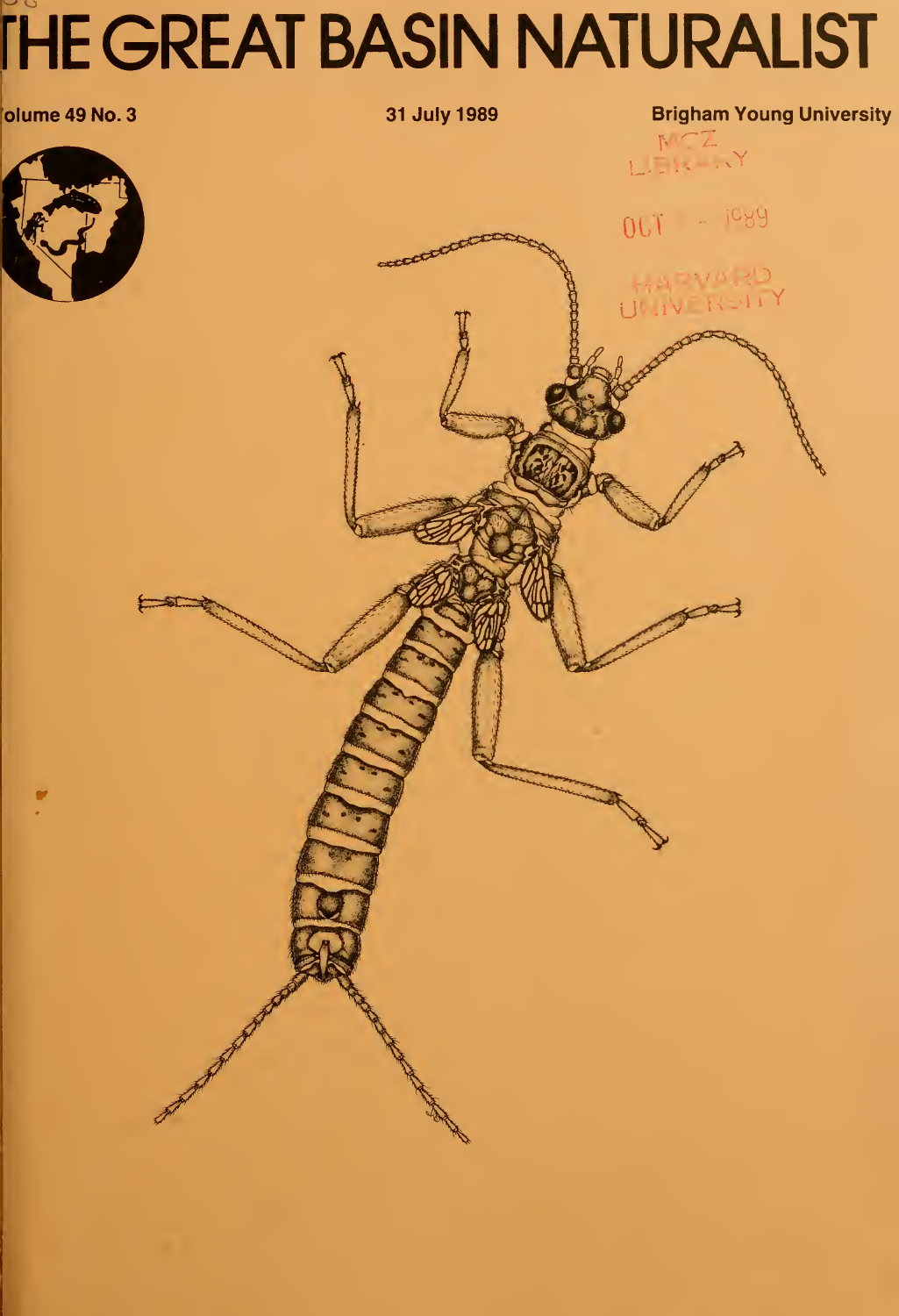# THE GREAT BASIN NATURALIST

Volume 49 No. 3

31 July 1989

Brigham Young University

MCZ LIBRARY

OCT - 1989

HARVARD UNIVERSITY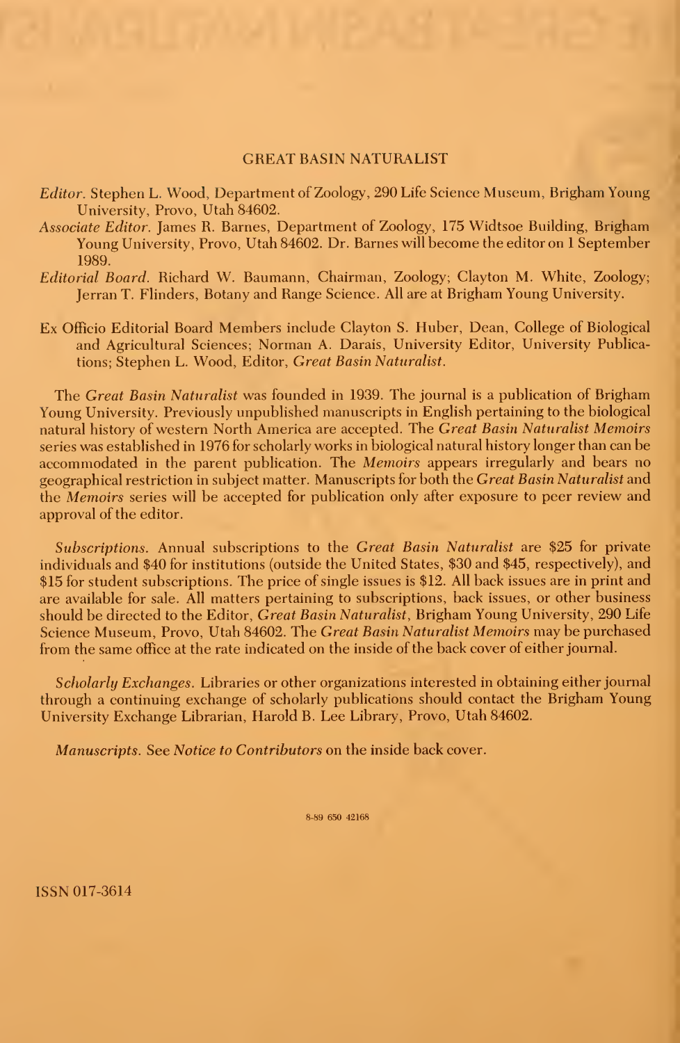## GREAT BASIN NATURALIST

*Editor.* Stephen L. Wood, Department of Zoology, 290 Life Science Museum, Brigham Young University, Provo, Utah 84602.

*Associate Editor.* James R. Barnes, Department of Zoology, 175 Widtsoe Building, Brigham Young University, Provo, Utah 84602. Dr. Barnes will become the editor on 1 September 1989.

*Editorial Board.* Richard W. Baumann, Chairman, Zoology; Clayton M. White, Zoology; Jerran T. Flinders, Botany and Range Science. All are at Brigham Young University.

Ex Officio Editorial Board Members include Clayton S. Huber, Dean, College of Biological and Agricultural Sciences; Norman A. Darais, University Editor, University Publications; Stephen L. Wood, Editor, *Great Basin Naturalist.*

The *Great Basin Naturalist* was founded in 1939. The journal is a publication of Brigham Young University. Previously unpublished manuscripts in English pertaining to the biological natural history of western North America are accepted. The *Great Basin Naturalist Memoirs* series was established in 1976 for scholarly works in biological natural history longer than can be accommodated in the parent publication. The *Memoirs* appears irregularly and bears no geographical restriction in subject matter. Manuscripts for both the *Great Basin Naturalist* and the *Memoirs* series will be accepted for publication only after exposure to peer review and approval of the editor.

*Subscriptions.* Annual subscriptions to the *Great Basin Naturalist* are $25 for private individuals and $40 for institutions (outside the United States, $30 and $45, respectively), and $15 for student subscriptions. The price of single issues is $12. All back issues are in print and are available for sale. All matters pertaining to subscriptions, back issues, or other business should be directed to the Editor, *Great Basin Naturalist,* Brigham Young University, 290 Life Science Museum, Provo, Utah 84602. The *Great Basin Naturalist Memoirs* may be purchased from the same office at the rate indicated on the inside of the back cover of either journal.

*Scholarly Exchanges.* Libraries or other organizations interested in obtaining either journal through a continuing exchange of scholarly publications should contact the Brigham Young University Exchange Librarian, Harold B. Lee Library, Provo, Utah 84602.

*Manuscripts.* See *Notice to Contributors* on the inside back cover.

8-89 650 42168

ISSN 017-3614